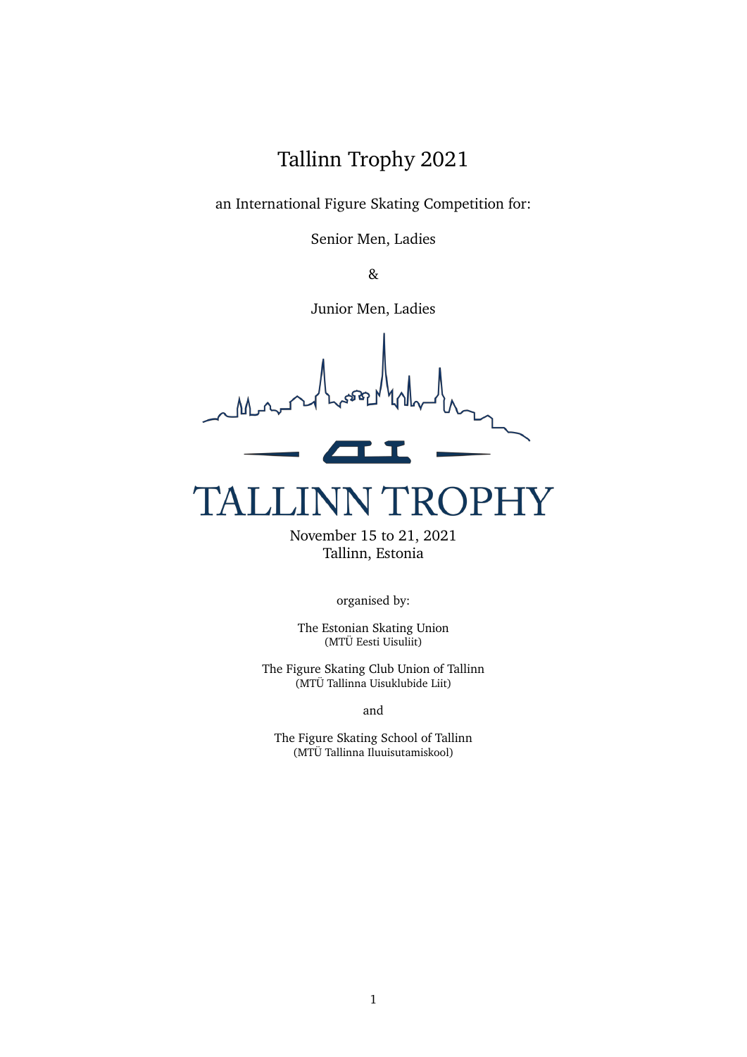# Tallinn Trophy 2021

an International Figure Skating Competition for:

Senior Men, Ladies

&

Junior Men, Ladies

TALLINN TROPHY

November 15 to 21, 2021
Tallinn, Estonia

organised by:

The Estonian Skating Union
(MTÜ Eesti Uisuliit)

The Figure Skating Club Union of Tallinn
(MTÜ Tallinna Uisuklubide Liit)

and

The Figure Skating School of Tallinn
(MTÜ Tallinna Iluuisutamiskool)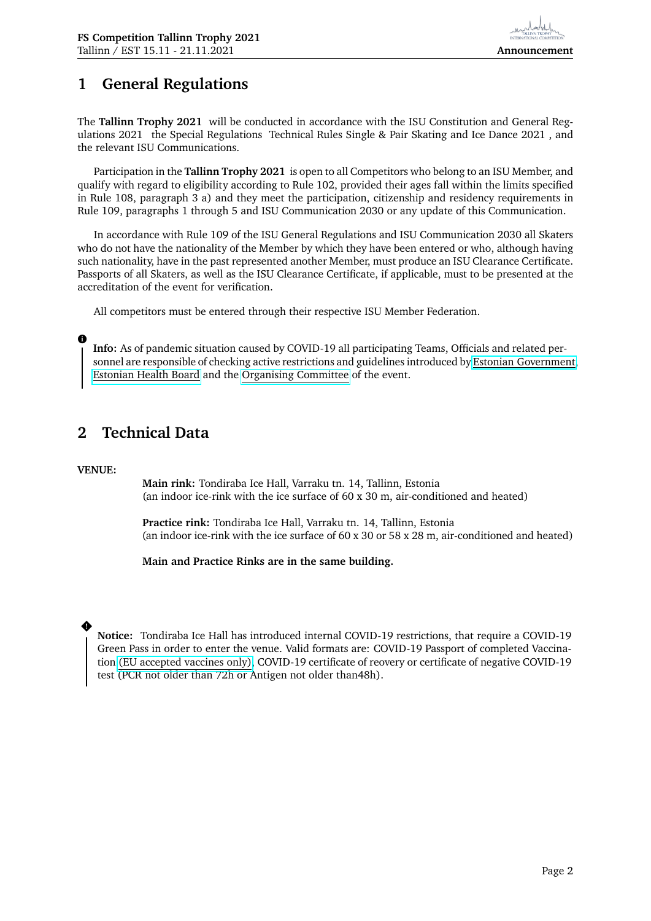# 1 General Regulations

The **Tallinn Trophy 2021** will be conducted in accordance with the ISU Constitution and General Regulations 2021 the Special Regulations Technical Rules Single & Pair Skating and Ice Dance 2021 , and the relevant ISU Communications.

Participation in the **Tallinn Trophy 2021** is open to all Competitors who belong to an ISU Member, and qualify with regard to eligibility according to Rule 102, provided their ages fall within the limits specified in Rule 108, paragraph 3 a) and they meet the participation, citizenship and residency requirements in Rule 109, paragraphs 1 through 5 and ISU Communication 2030 or any update of this Communication.

In accordance with Rule 109 of the ISU General Regulations and ISU Communication 2030 all Skaters who do not have the nationality of the Member by which they have been entered or who, although having such nationality, have in the past represented another Member, must produce an ISU Clearance Certificate. Passports of all Skaters, as well as the ISU Clearance Certificate, if applicable, must to be presented at the accreditation of the event for verification.

All competitors must be entered through their respective ISU Member Federation.

> **Info:** As of pandemic situation caused by COVID-19 all participating Teams, Officials and related personnel are responsible of checking active restrictions and guidelines introduced by Estonian Government, Estonian Health Board and the Organising Committee of the event.

# 2 Technical Data

**VENUE:**

**Main rink:** Tondiraba Ice Hall, Varraku tn. 14, Tallinn, Estonia
(an indoor ice-rink with the ice surface of 60 x 30 m, air-conditioned and heated)

**Practice rink:** Tondiraba Ice Hall, Varraku tn. 14, Tallinn, Estonia
(an indoor ice-rink with the ice surface of 60 x 30 or 58 x 28 m, air-conditioned and heated)

**Main and Practice Rinks are in the same building.**

> **Notice:** Tondiraba Ice Hall has introduced internal COVID-19 restrictions, that require a COVID-19 Green Pass in order to enter the venue. Valid formats are: COVID-19 Passport of completed Vaccination (EU accepted vaccines only), COVID-19 certificate of reovery or certificate of negative COVID-19 test (PCR not older than 72h or Antigen not older than48h).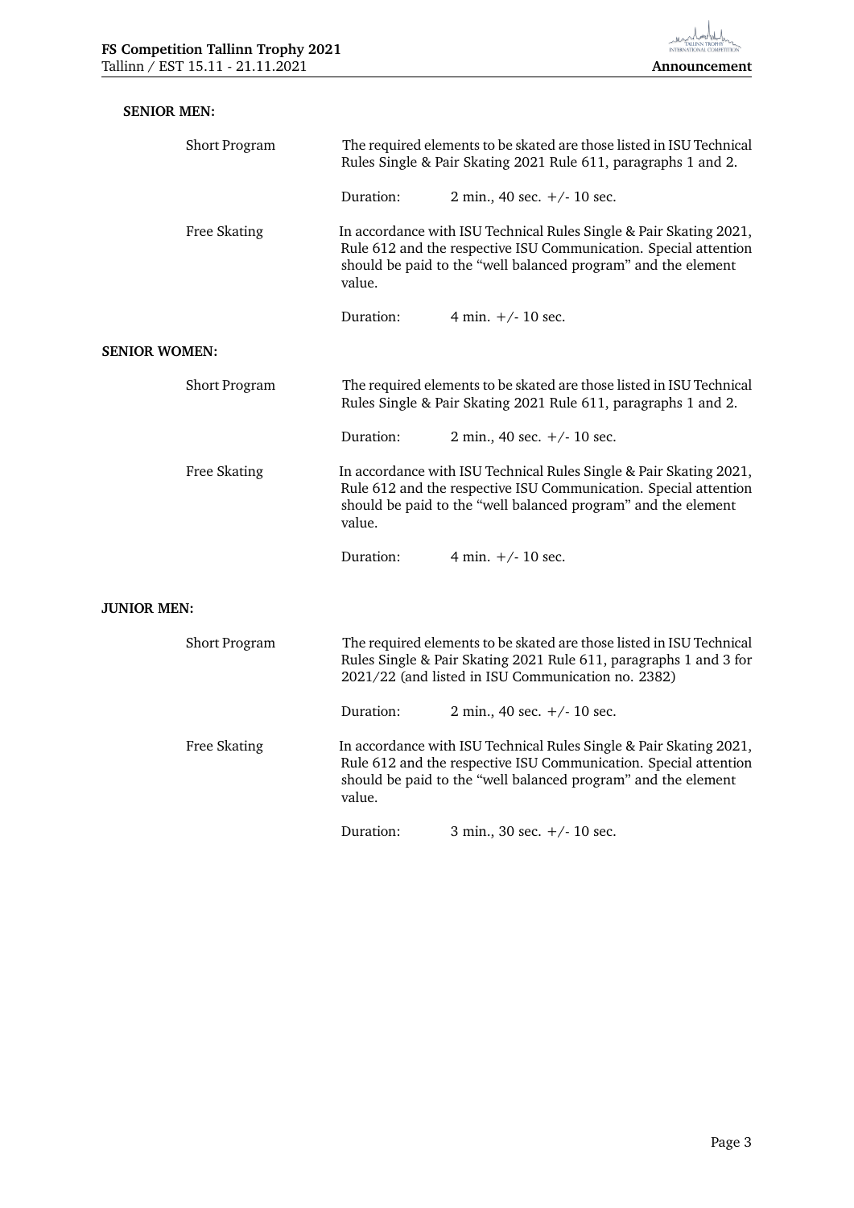**SENIOR MEN:**

| | | |
|---|---|---|
| Short Program | The required elements to be skated are those listed in ISU Technical Rules Single & Pair Skating 2021 Rule 611, paragraphs 1 and 2. | |
| | Duration: | 2 min., 40 sec. +/- 10 sec. |
| Free Skating | In accordance with ISU Technical Rules Single & Pair Skating 2021, Rule 612 and the respective ISU Communication. Special attention should be paid to the "well balanced program" and the element value. | |
| | Duration: | 4 min. +/- 10 sec. |

**SENIOR WOMEN:**

| | | |
|---|---|---|
| Short Program | The required elements to be skated are those listed in ISU Technical Rules Single & Pair Skating 2021 Rule 611, paragraphs 1 and 2. | |
| | Duration: | 2 min., 40 sec. +/- 10 sec. |
| Free Skating | In accordance with ISU Technical Rules Single & Pair Skating 2021, Rule 612 and the respective ISU Communication. Special attention should be paid to the "well balanced program" and the element value. | |
| | Duration: | 4 min. +/- 10 sec. |

**JUNIOR MEN:**

| | | |
|---|---|---|
| Short Program | The required elements to be skated are those listed in ISU Technical Rules Single & Pair Skating 2021 Rule 611, paragraphs 1 and 3 for 2021/22 (and listed in ISU Communication no. 2382) | |
| | Duration: | 2 min., 40 sec. +/- 10 sec. |
| Free Skating | In accordance with ISU Technical Rules Single & Pair Skating 2021, Rule 612 and the respective ISU Communication. Special attention should be paid to the "well balanced program" and the element value. | |
| | Duration: | 3 min., 30 sec. +/- 10 sec. |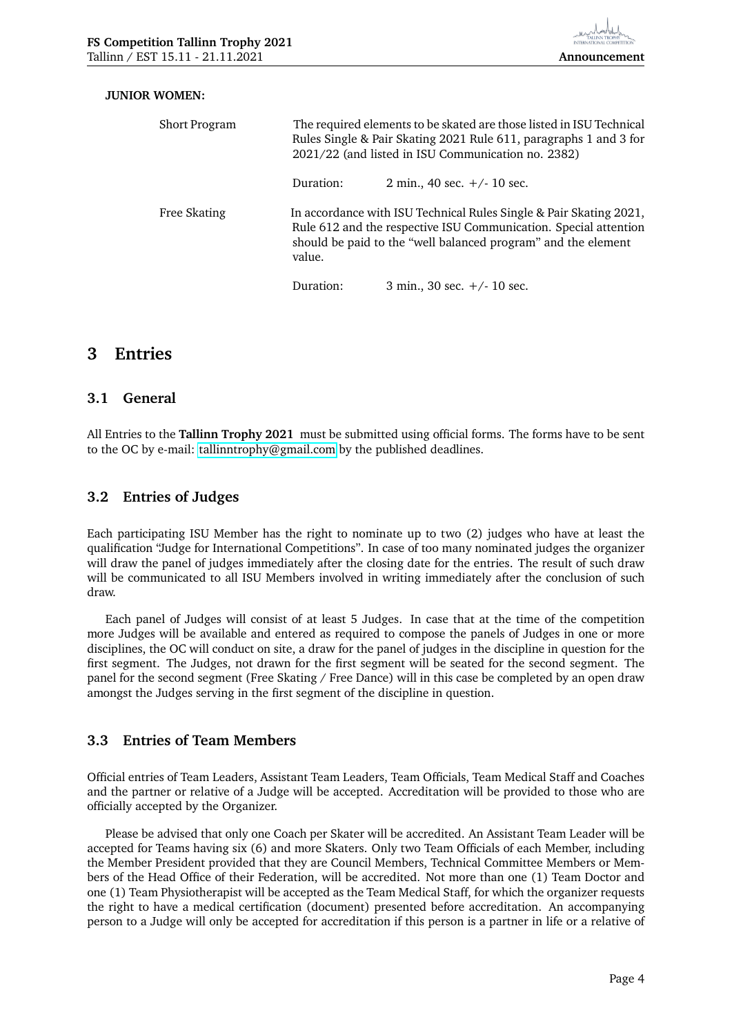**JUNIOR WOMEN:**

Short Program

The required elements to be skated are those listed in ISU Technical Rules Single & Pair Skating 2021 Rule 611, paragraphs 1 and 3 for 2021/22 (and listed in ISU Communication no. 2382)

Duration: 2 min., 40 sec. +/- 10 sec.

Free Skating

In accordance with ISU Technical Rules Single & Pair Skating 2021, Rule 612 and the respective ISU Communication. Special attention should be paid to the "well balanced program" and the element value.

Duration: 3 min., 30 sec. +/- 10 sec.

# 3 Entries

## 3.1 General

All Entries to the **Tallinn Trophy 2021** must be submitted using official forms. The forms have to be sent to the OC by e-mail: tallinntrophy@gmail.com by the published deadlines.

## 3.2 Entries of Judges

Each participating ISU Member has the right to nominate up to two (2) judges who have at least the qualification "Judge for International Competitions". In case of too many nominated judges the organizer will draw the panel of judges immediately after the closing date for the entries. The result of such draw will be communicated to all ISU Members involved in writing immediately after the conclusion of such draw.

Each panel of Judges will consist of at least 5 Judges. In case that at the time of the competition more Judges will be available and entered as required to compose the panels of Judges in one or more disciplines, the OC will conduct on site, a draw for the panel of judges in the discipline in question for the first segment. The Judges, not drawn for the first segment will be seated for the second segment. The panel for the second segment (Free Skating / Free Dance) will in this case be completed by an open draw amongst the Judges serving in the first segment of the discipline in question.

## 3.3 Entries of Team Members

Official entries of Team Leaders, Assistant Team Leaders, Team Officials, Team Medical Staff and Coaches and the partner or relative of a Judge will be accepted. Accreditation will be provided to those who are officially accepted by the Organizer.

Please be advised that only one Coach per Skater will be accredited. An Assistant Team Leader will be accepted for Teams having six (6) and more Skaters. Only two Team Officials of each Member, including the Member President provided that they are Council Members, Technical Committee Members or Members of the Head Office of their Federation, will be accredited. Not more than one (1) Team Doctor and one (1) Team Physiotherapist will be accepted as the Team Medical Staff, for which the organizer requests the right to have a medical certification (document) presented before accreditation. An accompanying person to a Judge will only be accepted for accreditation if this person is a partner in life or a relative of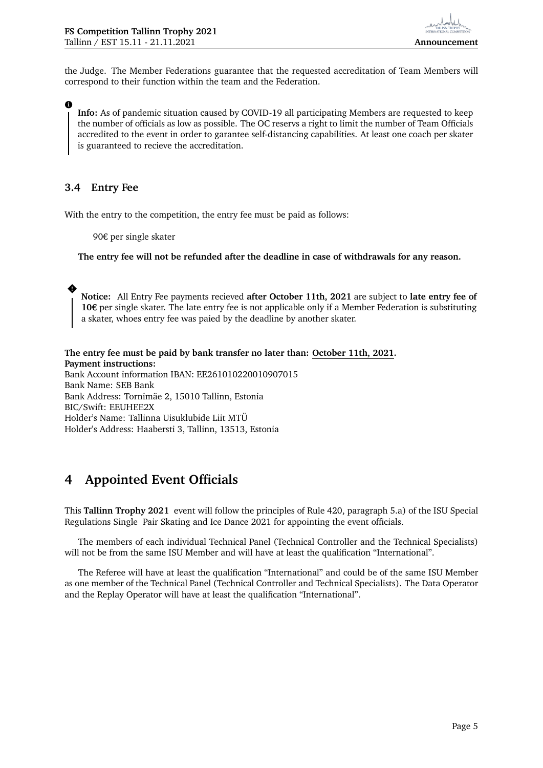the Judge. The Member Federations guarantee that the requested accreditation of Team Members will correspond to their function within the team and the Federation.

> **Info:** As of pandemic situation caused by COVID-19 all participating Members are requested to keep the number of officials as low as possible. The OC reservs a right to limit the number of Team Officials accredited to the event in order to garantee self-distancing capabilities. At least one coach per skater is guaranteed to recieve the accreditation.

### 3.4 Entry Fee

With the entry to the competition, the entry fee must be paid as follows:

90€ per single skater

**The entry fee will not be refunded after the deadline in case of withdrawals for any reason.**

> **Notice:** All Entry Fee payments recieved **after October 11th, 2021** are subject to **late entry fee of 10€** per single skater. The late entry fee is not applicable only if a Member Federation is substituting a skater, whoes entry fee was paied by the deadline by another skater.

**The entry fee must be paid by bank transfer no later than: October 11th, 2021.**
**Payment instructions:**
Bank Account information IBAN: EE261010220010907015
Bank Name: SEB Bank
Bank Address: Tornimäe 2, 15010 Tallinn, Estonia
BIC/Swift: EEUHEE2X
Holder's Name: Tallinna Uisuklubide Liit MTÜ
Holder's Address: Haabersti 3, Tallinn, 13513, Estonia

## 4 Appointed Event Officials

This **Tallinn Trophy 2021** event will follow the principles of Rule 420, paragraph 5.a) of the ISU Special Regulations Single Pair Skating and Ice Dance 2021 for appointing the event officials.

The members of each individual Technical Panel (Technical Controller and the Technical Specialists) will not be from the same ISU Member and will have at least the qualification "International".

The Referee will have at least the qualification "International" and could be of the same ISU Member as one member of the Technical Panel (Technical Controller and Technical Specialists). The Data Operator and the Replay Operator will have at least the qualification "International".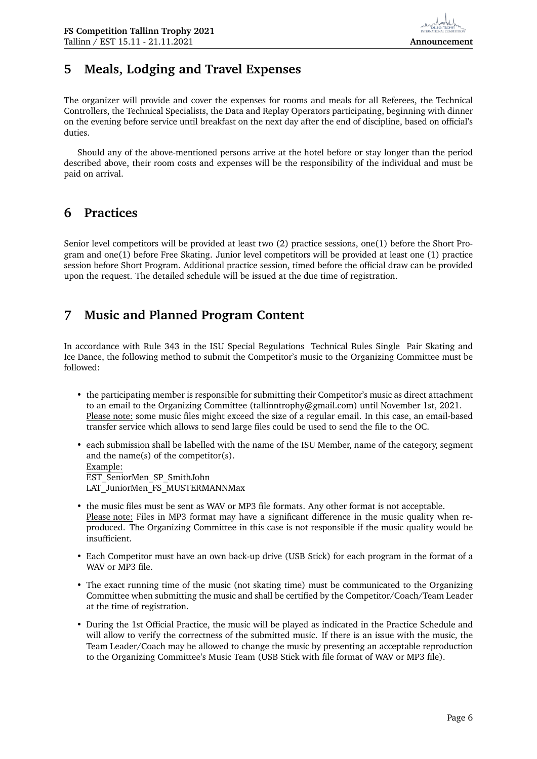## 5 Meals, Lodging and Travel Expenses

The organizer will provide and cover the expenses for rooms and meals for all Referees, the Technical Controllers, the Technical Specialists, the Data and Replay Operators participating, beginning with dinner on the evening before service until breakfast on the next day after the end of discipline, based on official's duties.

Should any of the above-mentioned persons arrive at the hotel before or stay longer than the period described above, their room costs and expenses will be the responsibility of the individual and must be paid on arrival.

## 6 Practices

Senior level competitors will be provided at least two (2) practice sessions, one(1) before the Short Program and one(1) before Free Skating. Junior level competitors will be provided at least one (1) practice session before Short Program. Additional practice session, timed before the official draw can be provided upon the request. The detailed schedule will be issued at the due time of registration.

## 7 Music and Planned Program Content

In accordance with Rule 343 in the ISU Special Regulations Technical Rules Single Pair Skating and Ice Dance, the following method to submit the Competitor's music to the Organizing Committee must be followed:

- the participating member is responsible for submitting their Competitor's music as direct attachment to an email to the Organizing Committee (tallinntrophy@gmail.com) until November 1st, 2021.
  Please note: some music files might exceed the size of a regular email. In this case, an email-based transfer service which allows to send large files could be used to send the file to the OC.
- each submission shall be labelled with the name of the ISU Member, name of the category, segment and the name(s) of the competitor(s).
  Example:
  EST_SeniorMen_SP_SmithJohn
  LAT_JuniorMen_FS_MUSTERMANNMax
- the music files must be sent as WAV or MP3 file formats. Any other format is not acceptable.
  Please note: Files in MP3 format may have a significant difference in the music quality when reproduced. The Organizing Committee in this case is not responsible if the music quality would be insufficient.
- Each Competitor must have an own back-up drive (USB Stick) for each program in the format of a WAV or MP3 file.
- The exact running time of the music (not skating time) must be communicated to the Organizing Committee when submitting the music and shall be certified by the Competitor/Coach/Team Leader at the time of registration.
- During the 1st Official Practice, the music will be played as indicated in the Practice Schedule and will allow to verify the correctness of the submitted music. If there is an issue with the music, the Team Leader/Coach may be allowed to change the music by presenting an acceptable reproduction to the Organizing Committee's Music Team (USB Stick with file format of WAV or MP3 file).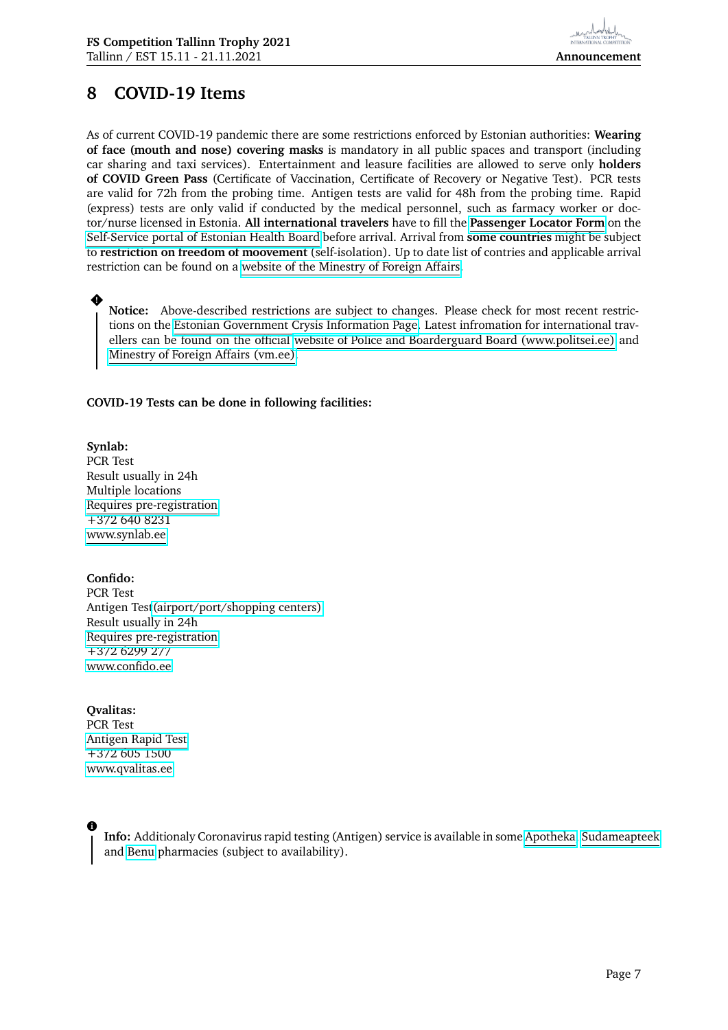# 8 COVID-19 Items

As of current COVID-19 pandemic there are some restrictions enforced by Estonian authorities: **Wearing of face (mouth and nose) covering masks** is mandatory in all public spaces and transport (including car sharing and taxi services). Entertainment and leasure facilities are allowed to serve only **holders of COVID Green Pass** (Certificate of Vaccination, Certificate of Recovery or Negative Test). PCR tests are valid for 72h from the probing time. Antigen tests are valid for 48h from the probing time. Rapid (express) tests are only valid if conducted by the medical personnel, such as farmacy worker or doctor/nurse licensed in Estonia. **All international travelers** have to fill the **Passenger Locator Form** on the Self-Service portal of Estonian Health Board before arrival. Arrival from **some countries** might be subject to **restriction on freedom of moovement** (self-isolation). Up to date list of contries and applicable arrival restriction can be found on a website of the Minestry of Foreign Affairs.

> **Notice:** Above-described restrictions are subject to changes. Please check for most recent restrictions on the Estonian Government Crysis Information Page. Latest infromation for international travellers can be found on the official website of Police and Boarderguard Board (www.politsei.ee) and Minestry of Foreign Affairs (vm.ee).

**COVID-19 Tests can be done in following facilities:**

**Synlab:**
PCR Test
Result usually in 24h
Multiple locations
Requires pre-registration
+372 640 8231
www.synlab.ee

**Confido:**
PCR Test
Antigen Test (airport/port/shopping centers)
Result usually in 24h
Requires pre-registration
+372 6299 277
www.confido.ee

**Qvalitas:**
PCR Test
Antigen Rapid Test
+372 605 1500
www.qvalitas.ee

> **Info:** Additionaly Coronavirus rapid testing (Antigen) service is available in some Apotheka, Sudameapteek and Benu pharmacies (subject to availability).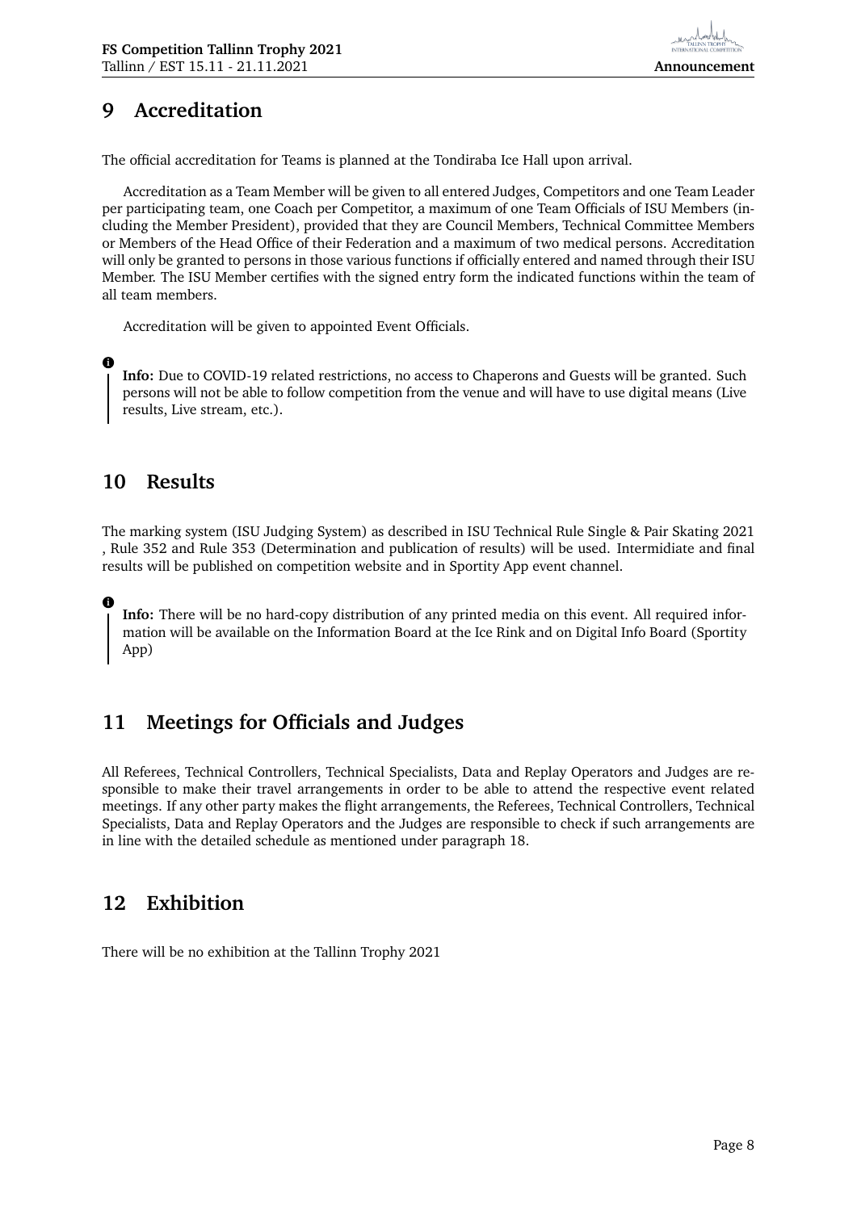# 9 Accreditation

The official accreditation for Teams is planned at the Tondiraba Ice Hall upon arrival.

Accreditation as a Team Member will be given to all entered Judges, Competitors and one Team Leader per participating team, one Coach per Competitor, a maximum of one Team Officials of ISU Members (including the Member President), provided that they are Council Members, Technical Committee Members or Members of the Head Office of their Federation and a maximum of two medical persons. Accreditation will only be granted to persons in those various functions if officially entered and named through their ISU Member. The ISU Member certifies with the signed entry form the indicated functions within the team of all team members.

Accreditation will be given to appointed Event Officials.

> **Info:** Due to COVID-19 related restrictions, no access to Chaperons and Guests will be granted. Such persons will not be able to follow competition from the venue and will have to use digital means (Live results, Live stream, etc.).

# 10 Results

The marking system (ISU Judging System) as described in ISU Technical Rule Single & Pair Skating 2021 , Rule 352 and Rule 353 (Determination and publication of results) will be used. Intermidiate and final results will be published on competition website and in Sportity App event channel.

> **Info:** There will be no hard-copy distribution of any printed media on this event. All required information will be available on the Information Board at the Ice Rink and on Digital Info Board (Sportity App)

# 11 Meetings for Officials and Judges

All Referees, Technical Controllers, Technical Specialists, Data and Replay Operators and Judges are responsible to make their travel arrangements in order to be able to attend the respective event related meetings. If any other party makes the flight arrangements, the Referees, Technical Controllers, Technical Specialists, Data and Replay Operators and the Judges are responsible to check if such arrangements are in line with the detailed schedule as mentioned under paragraph 18.

# 12 Exhibition

There will be no exhibition at the Tallinn Trophy 2021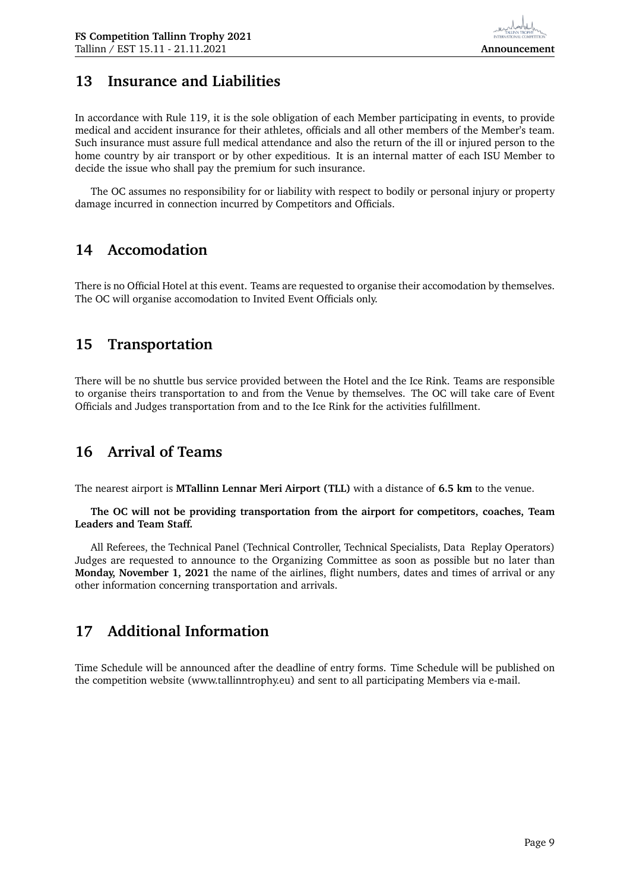## 13 Insurance and Liabilities

In accordance with Rule 119, it is the sole obligation of each Member participating in events, to provide medical and accident insurance for their athletes, officials and all other members of the Member's team. Such insurance must assure full medical attendance and also the return of the ill or injured person to the home country by air transport or by other expeditious. It is an internal matter of each ISU Member to decide the issue who shall pay the premium for such insurance.

The OC assumes no responsibility for or liability with respect to bodily or personal injury or property damage incurred in connection incurred by Competitors and Officials.

## 14 Accomodation

There is no Official Hotel at this event. Teams are requested to organise their accomodation by themselves. The OC will organise accomodation to Invited Event Officials only.

## 15 Transportation

There will be no shuttle bus service provided between the Hotel and the Ice Rink. Teams are responsible to organise theirs transportation to and from the Venue by themselves. The OC will take care of Event Officials and Judges transportation from and to the Ice Rink for the activities fulfillment.

## 16 Arrival of Teams

The nearest airport is **MTallinn Lennar Meri Airport (TLL)** with a distance of **6.5 km** to the venue.

**The OC will not be providing transportation from the airport for competitors, coaches, Team Leaders and Team Staff.**

All Referees, the Technical Panel (Technical Controller, Technical Specialists, Data Replay Operators) Judges are requested to announce to the Organizing Committee as soon as possible but no later than **Monday, November 1, 2021** the name of the airlines, flight numbers, dates and times of arrival or any other information concerning transportation and arrivals.

## 17 Additional Information

Time Schedule will be announced after the deadline of entry forms. Time Schedule will be published on the competition website (www.tallinntrophy.eu) and sent to all participating Members via e-mail.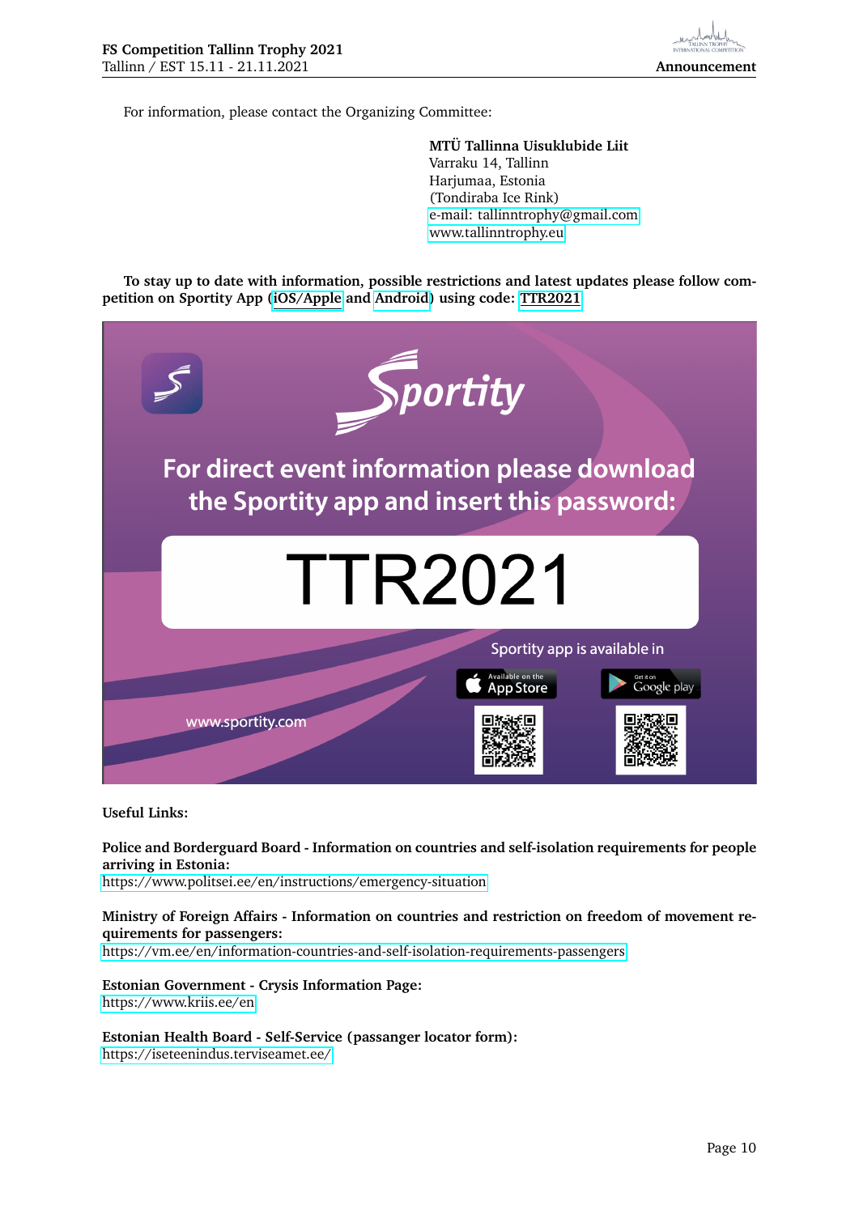For information, please contact the Organizing Committee:

**MTÜ Tallinna Uisuklubide Liit**
Varraku 14, Tallinn
Harjumaa, Estonia
(Tondiraba Ice Rink)
e-mail: tallinntrophy@gmail.com
www.tallinntrophy.eu

**To stay up to date with information, possible restrictions and latest updates please follow competition on Sportity App (iOS/Apple and Android) using code: TTR2021**

Sportity

For direct event information please download the Sportity app and insert this password:

TTR2021

Sportity app is available in

Available on the App Store

Get it on Google play

www.sportity.com

**Useful Links:**

**Police and Borderguard Board - Information on countries and self-isolation requirements for people arriving in Estonia:**
https://www.politsei.ee/en/instructions/emergency-situation

**Ministry of Foreign Affairs - Information on countries and restriction on freedom of movement requirements for passengers:**
https://vm.ee/en/information-countries-and-self-isolation-requirements-passengers

**Estonian Government - Crysis Information Page:**
https://www.kriis.ee/en

**Estonian Health Board - Self-Service (passanger locator form):**
https://iseteenindus.terviseamet.ee/